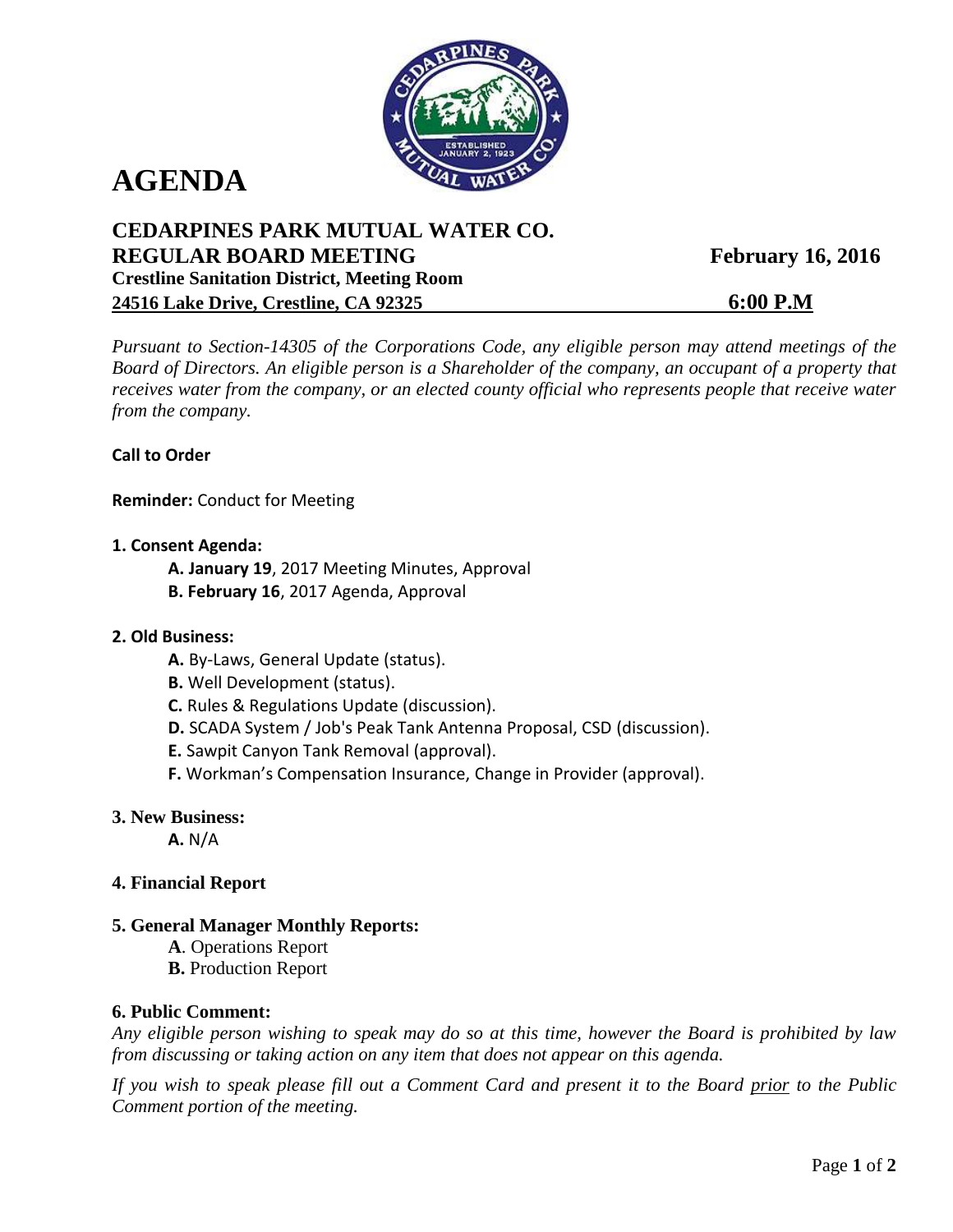# AGENDA

## CEDARPINES PARK MUTUAL WATER CO.

**REGULAR BOARD MEETING** **February 16, 2016**

**Crestline Sanitation District, Meeting Room**

**24516 Lake Drive, Crestline, CA 92325** **6:00 P.M**

*Pursuant to Section-14305 of the Corporations Code, any eligible person may attend meetings of the Board of Directors. An eligible person is a Shareholder of the company, an occupant of a property that receives water from the company, or an elected county official who represents people that receive water from the company.*

**Call to Order**

**Reminder:** Conduct for Meeting

**1. Consent Agenda:**

- **A. January 19**, 2017 Meeting Minutes, Approval
- **B. February 16**, 2017 Agenda, Approval

**2. Old Business:**

- **A.** By-Laws, General Update (status).
- **B.** Well Development (status).
- **C.** Rules & Regulations Update (discussion).
- **D.** SCADA System / Job's Peak Tank Antenna Proposal, CSD (discussion).
- **E.** Sawpit Canyon Tank Removal (approval).
- **F.** Workman's Compensation Insurance, Change in Provider (approval).

**3. New Business:**

- **A.** N/A

**4. Financial Report**

**5. General Manager Monthly Reports:**

- **A**. Operations Report
- **B.** Production Report

**6. Public Comment:**

*Any eligible person wishing to speak may do so at this time, however the Board is prohibited by law from discussing or taking action on any item that does not appear on this agenda.*

*If you wish to speak please fill out a Comment Card and present it to the Board prior to the Public Comment portion of the meeting.*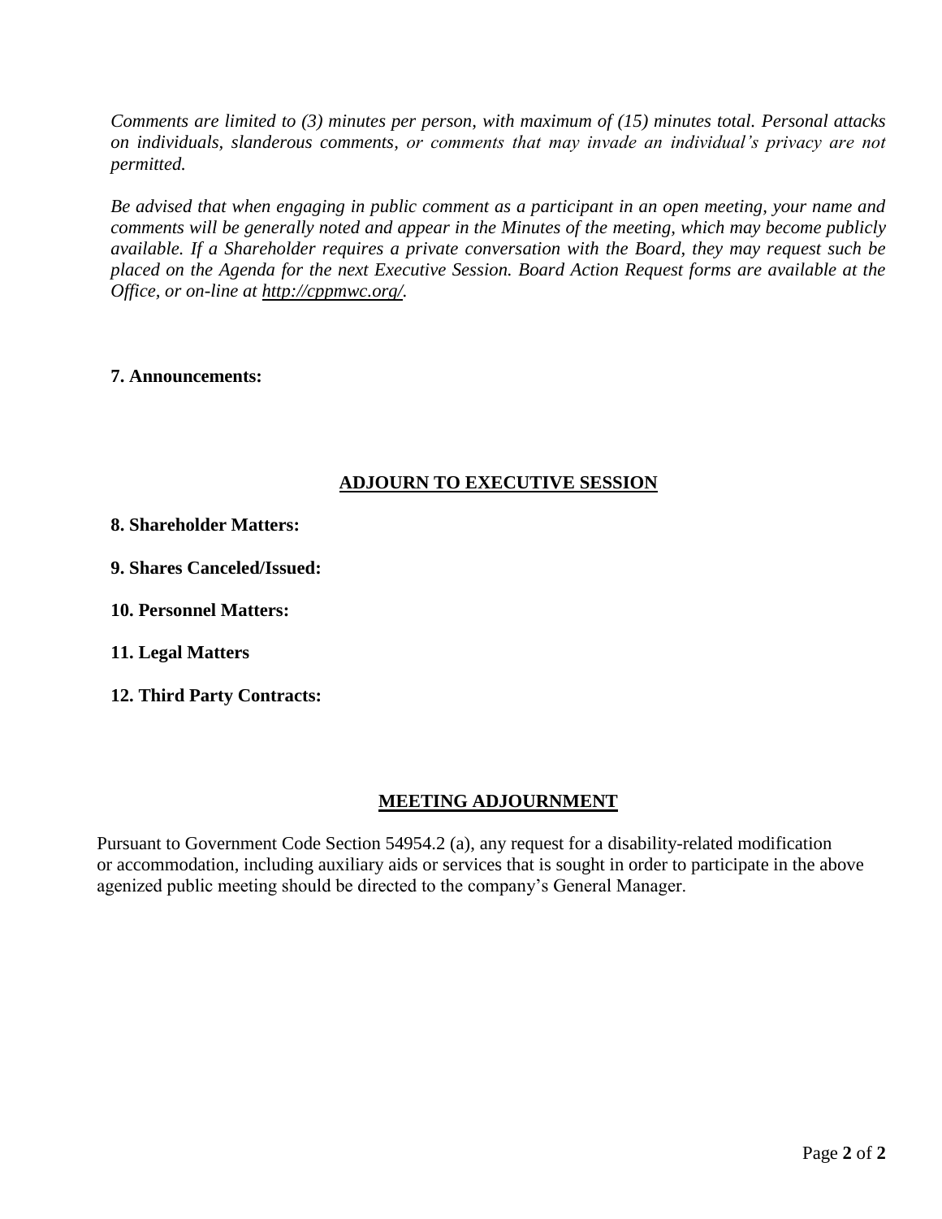*Comments are limited to (3) minutes per person, with maximum of (15) minutes total. Personal attacks on individuals, slanderous comments, or comments that may invade an individual's privacy are not permitted.*

*Be advised that when engaging in public comment as a participant in an open meeting, your name and comments will be generally noted and appear in the Minutes of the meeting, which may become publicly available. If a Shareholder requires a private conversation with the Board, they may request such be placed on the Agenda for the next Executive Session. Board Action Request forms are available at the Office, or on-line at [http://cppmwc.org/](http://cppmwc.org/).*

**7. Announcements:**

## ADJOURN TO EXECUTIVE SESSION

**8. Shareholder Matters:**

**9. Shares Canceled/Issued:**

**10. Personnel Matters:**

**11. Legal Matters**

**12. Third Party Contracts:**

## MEETING ADJOURNMENT

Pursuant to Government Code Section 54954.2 (a), any request for a disability-related modification or accommodation, including auxiliary aids or services that is sought in order to participate in the above agenized public meeting should be directed to the company's General Manager.